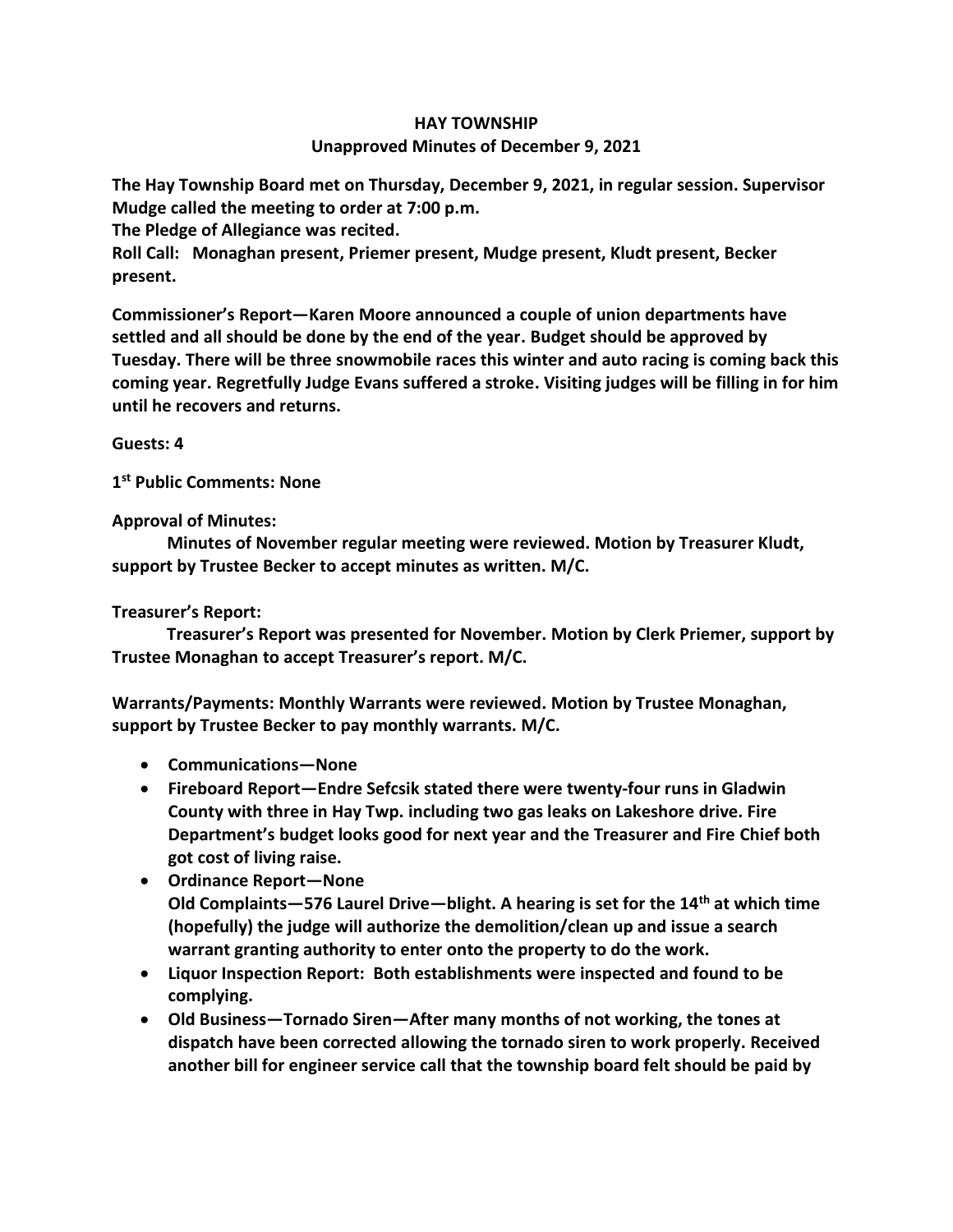# HAY TOWNSHIP

## Unapproved Minutes of December 9, 2021

**The Hay Township Board met on Thursday, December 9, 2021, in regular session. Supervisor Mudge called the meeting to order at 7:00 p.m.**

**The Pledge of Allegiance was recited.**

**Roll Call: Monaghan present, Priemer present, Mudge present, Kludt present, Becker present.**

**Commissioner's Report—Karen Moore announced a couple of union departments have settled and all should be done by the end of the year. Budget should be approved by Tuesday. There will be three snowmobile races this winter and auto racing is coming back this coming year. Regretfully Judge Evans suffered a stroke. Visiting judges will be filling in for him until he recovers and returns.**

**Guests: 4**

**1st Public Comments: None**

**Approval of Minutes:**

**Minutes of November regular meeting were reviewed. Motion by Treasurer Kludt, support by Trustee Becker to accept minutes as written. M/C.**

**Treasurer's Report:**

**Treasurer's Report was presented for November. Motion by Clerk Priemer, support by Trustee Monaghan to accept Treasurer's report. M/C.**

**Warrants/Payments: Monthly Warrants were reviewed. Motion by Trustee Monaghan, support by Trustee Becker to pay monthly warrants. M/C.**

- **Communications—None**
- **Fireboard Report—Endre Sefcsik stated there were twenty-four runs in Gladwin County with three in Hay Twp. including two gas leaks on Lakeshore drive. Fire Department's budget looks good for next year and the Treasurer and Fire Chief both got cost of living raise.**
- **Ordinance Report—None**
  **Old Complaints—576 Laurel Drive—blight. A hearing is set for the 14th at which time (hopefully) the judge will authorize the demolition/clean up and issue a search warrant granting authority to enter onto the property to do the work.**
- **Liquor Inspection Report: Both establishments were inspected and found to be complying.**
- **Old Business—Tornado Siren—After many months of not working, the tones at dispatch have been corrected allowing the tornado siren to work properly. Received another bill for engineer service call that the township board felt should be paid by**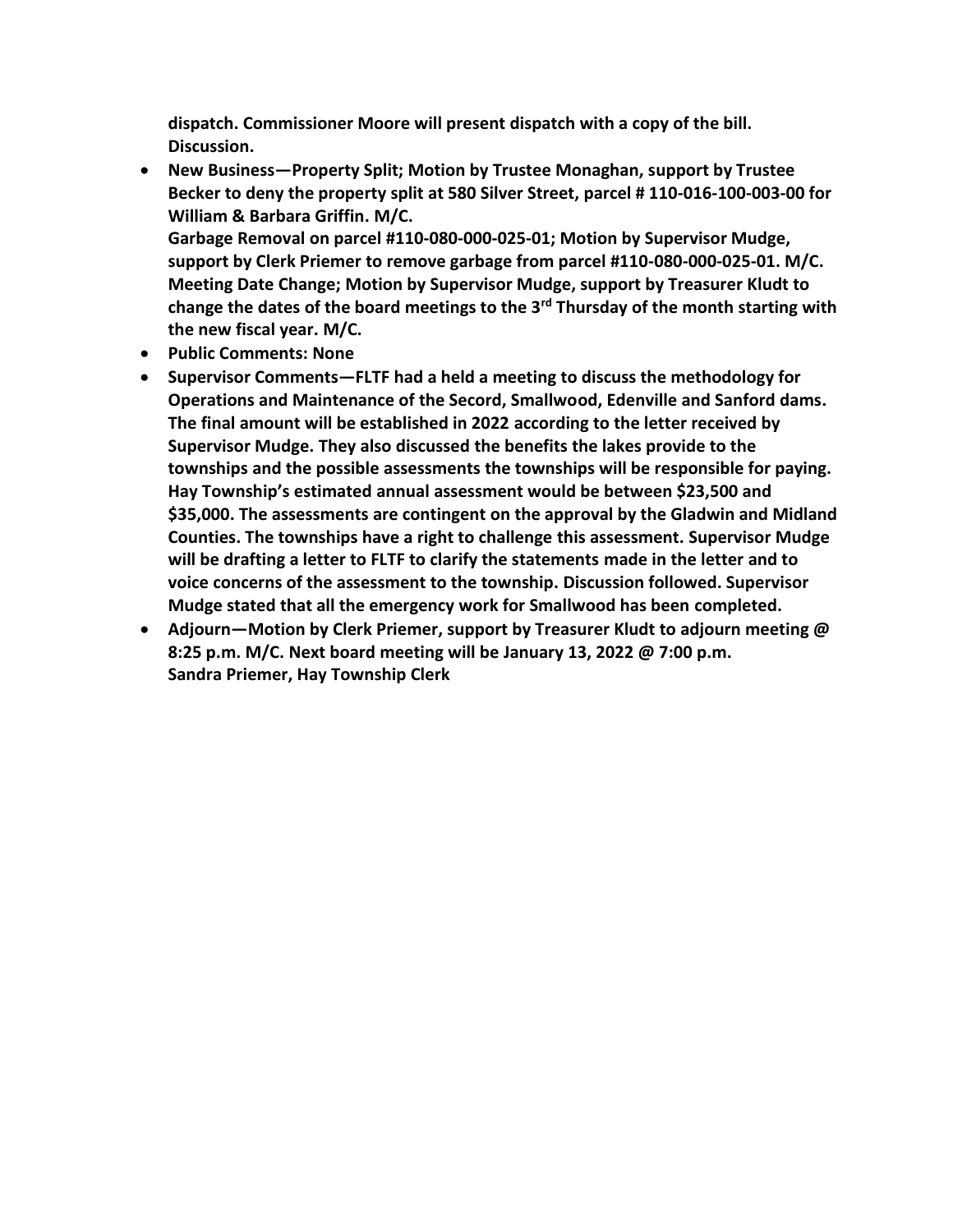**dispatch. Commissioner Moore will present dispatch with a copy of the bill. Discussion.**

- **New Business—Property Split; Motion by Trustee Monaghan, support by Trustee Becker to deny the property split at 580 Silver Street, parcel # 110-016-100-003-00 for William & Barbara Griffin. M/C.**
  **Garbage Removal on parcel #110-080-000-025-01; Motion by Supervisor Mudge, support by Clerk Priemer to remove garbage from parcel #110-080-000-025-01. M/C.**
  **Meeting Date Change; Motion by Supervisor Mudge, support by Treasurer Kludt to change the dates of the board meetings to the 3rd Thursday of the month starting with the new fiscal year. M/C.**
- **Public Comments: None**
- **Supervisor Comments—FLTF had a held a meeting to discuss the methodology for Operations and Maintenance of the Secord, Smallwood, Edenville and Sanford dams. The final amount will be established in 2022 according to the letter received by Supervisor Mudge. They also discussed the benefits the lakes provide to the townships and the possible assessments the townships will be responsible for paying. Hay Township's estimated annual assessment would be between $23,500 and $35,000. The assessments are contingent on the approval by the Gladwin and Midland Counties. The townships have a right to challenge this assessment. Supervisor Mudge will be drafting a letter to FLTF to clarify the statements made in the letter and to voice concerns of the assessment to the township. Discussion followed. Supervisor Mudge stated that all the emergency work for Smallwood has been completed.**
- **Adjourn—Motion by Clerk Priemer, support by Treasurer Kludt to adjourn meeting @ 8:25 p.m. M/C. Next board meeting will be January 13, 2022 @ 7:00 p.m.**
  **Sandra Priemer, Hay Township Clerk**